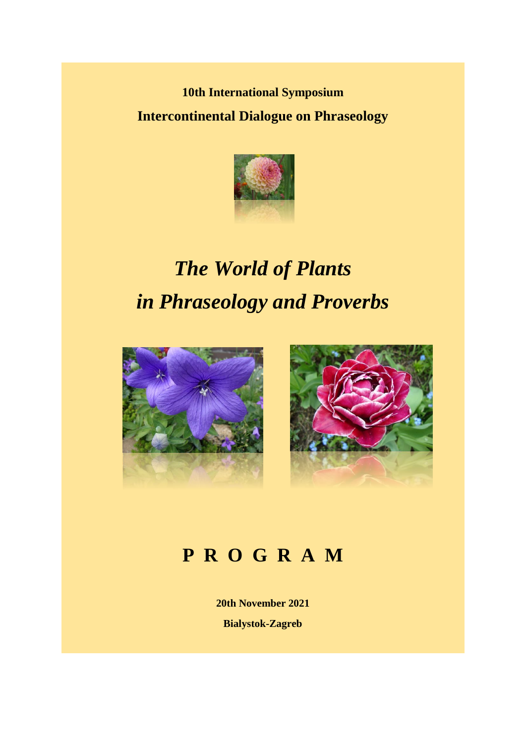**10th International Symposium**

**Intercontinental Dialogue on Phraseology**

# *The World of Plants in Phraseology and Proverbs*

## P R O G R A M

**20th November 2021**

**Bialystok-Zagreb**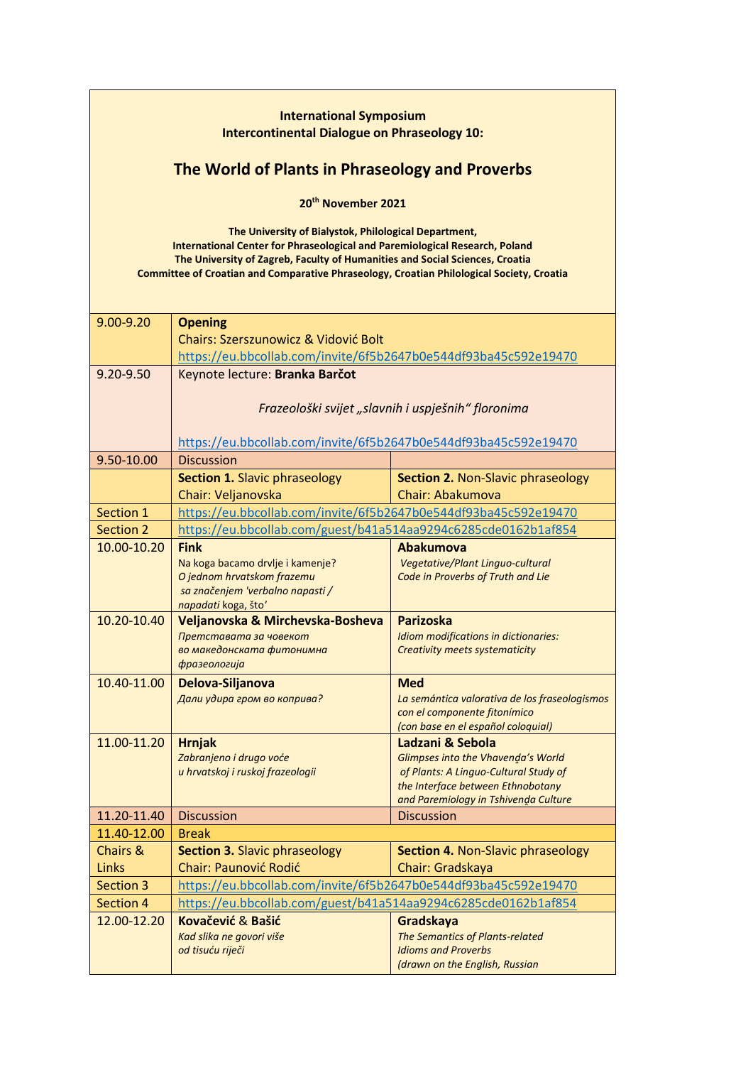**International Symposium**
**Intercontinental Dialogue on Phraseology 10:**

# The World of Plants in Phraseology and Proverbs

**20th November 2021**

**The University of Bialystok, Philological Department,**
**International Center for Phraseological and Paremiological Research, Poland**
**The University of Zagreb, Faculty of Humanities and Social Sciences, Croatia**
**Committee of Croatian and Comparative Phraseology, Croatian Philological Society, Croatia**

| | | |
|---|---|---|
| 9.00-9.20 | **Opening**<br>Chairs: Szerszunowicz & Vidović Bolt<br>https://eu.bbcollab.com/invite/6f5b2647b0e544df93ba45c592e19470 | |
| 9.20-9.50 | Keynote lecture: **Branka Barčot**<br>*Frazeološki svijet „slavnih i uspješnih" floronima*<br>https://eu.bbcollab.com/invite/6f5b2647b0e544df93ba45c592e19470 | |
| 9.50-10.00 | Discussion | |
| | **Section 1.** Slavic phraseology<br>Chair: Veljanovska | **Section 2.** Non-Slavic phraseology<br>Chair: Abakumova |
| Section 1 | https://eu.bbcollab.com/invite/6f5b2647b0e544df93ba45c592e19470 | |
| Section 2 | https://eu.bbcollab.com/guest/b41a514aa9294c6285cde0162b1af854 | |
| 10.00-10.20 | **Fink**<br>Na koga bacamo drvlje i kamenje?<br>*O jednom hrvatskom frazemu sa značenjem 'verbalno napasti / napadati* koga, što*'* | **Abakumova**<br>*Vegetative/Plant Linguo-cultural Code in Proverbs of Truth and Lie* |
| 10.20-10.40 | **Veljanovska & Mirchevska-Bosheva**<br>*Претставата за човекот во македонската фитонимна фразеологија* | **Parizoska**<br>*Idiom modifications in dictionaries: Creativity meets systematicity* |
| 10.40-11.00 | **Delova-Siljanova**<br>*Дали удира гром во коприва?* | **Med**<br>*La semántica valorativa de los fraseologismos con el componente fitonímico (con base en el español coloquial)* |
| 11.00-11.20 | **Hrnjak**<br>*Zabranjeno i drugo voće u hrvatskoj i ruskoj frazeologii* | **Ladzani & Sebola**<br>*Glimpses into the Vhavenḓa's World of Plants: A Linguo-Cultural Study of the Interface between Ethnobotany and Paremiology in Tshivenḓa Culture* |
| 11.20-11.40 | Discussion | Discussion |
| 11.40-12.00 | Break | |
| Chairs & Links | **Section 3.** Slavic phraseology<br>Chair: Paunović Rodić | **Section 4.** Non-Slavic phraseology<br>Chair: Gradskaya |
| Section 3 | https://eu.bbcollab.com/invite/6f5b2647b0e544df93ba45c592e19470 | |
| Section 4 | https://eu.bbcollab.com/guest/b41a514aa9294c6285cde0162b1af854 | |
| 12.00-12.20 | **Kovačević & Bašić**<br>*Kad slika ne govori više od tisuću riječi* | **Gradskaya**<br>*The Semantics of Plants-related Idioms and Proverbs (drawn on the English, Russian* |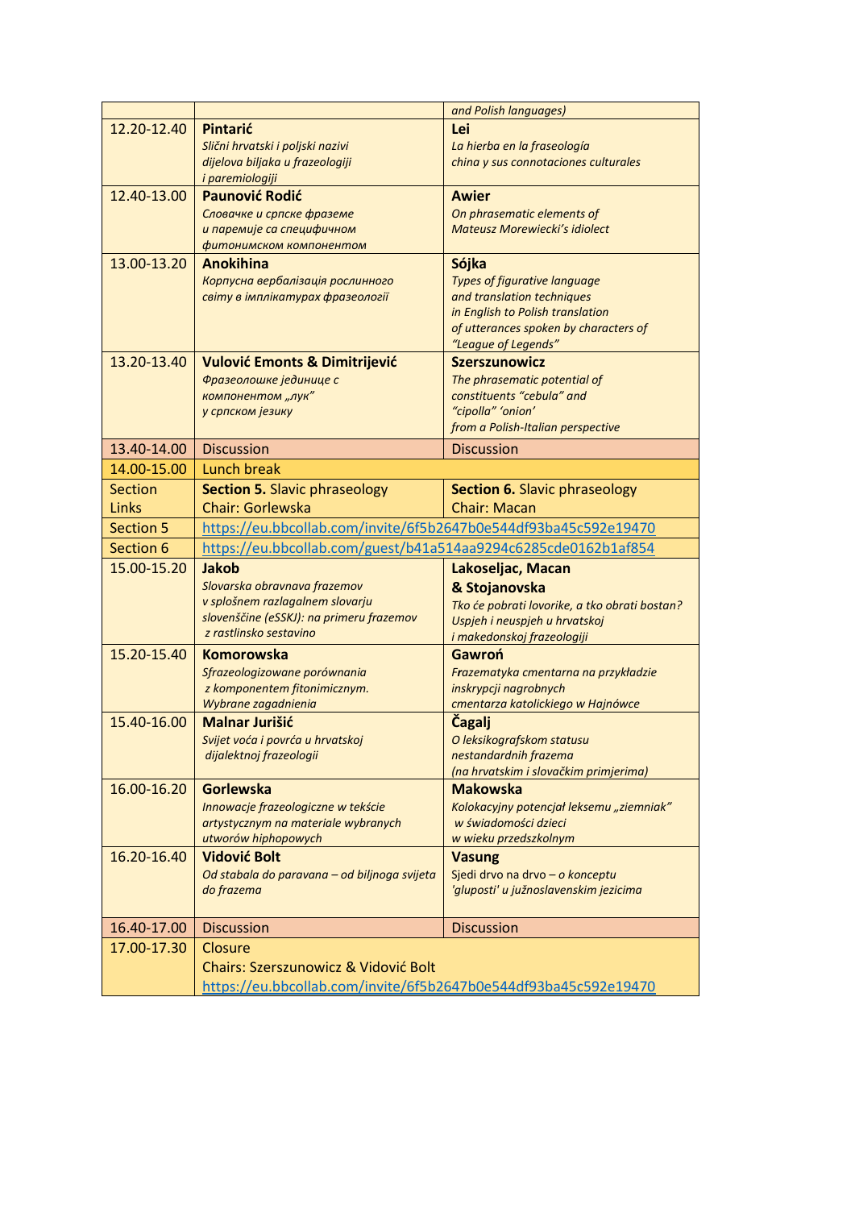| | | |
|---|---|---|
| | | *and Polish languages)* |
| 12.20-12.40 | **Pintarić**<br>*Slični hrvatski i poljski nazivi dijelova biljaka u frazeologiji i paremiologiji* | **Lei**<br>*La hierba en la fraseología china y sus connotaciones culturales* |
| 12.40-13.00 | **Paunović Rodić**<br>*Словачке и српске фраземе и паремије са специфичном фитонимском компонентом* | **Awier**<br>*On phrasematic elements of Mateusz Morewiecki's idiolect* |
| 13.00-13.20 | **Anokihina**<br>*Корпусна вербалізація рослинного світу в імплікатурах фразеології* | **Sójka**<br>*Types of figurative language and translation techniques in English to Polish translation of utterances spoken by characters of "League of Legends"* |
| 13.20-13.40 | **Vulović Emonts & Dimitrijević**<br>*Фразеолошке јединице с компонентом „лук" у српском језику* | **Szerszunowicz**<br>*The phrasematic potential of constituents "cebula" and "cipolla" 'onion' from a Polish-Italian perspective* |
| 13.40-14.00 | Discussion | Discussion |
| 14.00-15.00 | Lunch break | |
| Section Links | **Section 5.** Slavic phraseology<br>Chair: Gorlewska | **Section 6.** Slavic phraseology<br>Chair: Macan |
| Section 5 | https://eu.bbcollab.com/invite/6f5b2647b0e544df93ba45c592e19470 | |
| Section 6 | https://eu.bbcollab.com/guest/b41a514aa9294c6285cde0162b1af854 | |
| 15.00-15.20 | **Jakob**<br>*Slovarska obravnava frazemov v splošnem razlagalnem slovarju slovenščine (eSSKJ): na primeru frazemov z rastlinsko sestavino* | **Lakoseljac, Macan & Stojanovska**<br>*Tko će pobrati lovorike, a tko obrati bostan? Uspjeh i neuspjeh u hrvatskoj i makedonskoj frazeologiji* |
| 15.20-15.40 | **Komorowska**<br>*Sfrazeologizowane porównania z komponentem fitonimicznym. Wybrane zagadnienia* | **Gawroń**<br>*Frazematyka cmentarna na przykładzie inskrypcji nagrobnych cmentarza katolickiego w Hajnówce* |
| 15.40-16.00 | **Malnar Jurišić**<br>*Svijet voća i povrća u hrvatskoj dijalektnoj frazeologii* | **Čagalj**<br>*O leksikografskom statusu nestandardnih frazema (na hrvatskim i slovačkim primjerima)* |
| 16.00-16.20 | **Gorlewska**<br>*Innowacje frazeologiczne w tekście artystycznym na materiale wybranych utworów hiphopowych* | **Makowska**<br>*Kolokacyjny potencjał leksemu „ziemniak" w świadomości dzieci w wieku przedszkolnym* |
| 16.20-16.40 | **Vidović Bolt**<br>*Od stabala do paravana – od biljnoga svijeta do frazema* | **Vasung**<br>Sjedi drvo na drvo – *o konceptu 'gluposti' u južnoslavenskim jezicima* |
| 16.40-17.00 | Discussion | Discussion |
| 17.00-17.30 | Closure<br>Chairs: Szerszunowicz & Vidović Bolt<br>https://eu.bbcollab.com/invite/6f5b2647b0e544df93ba45c592e19470 | |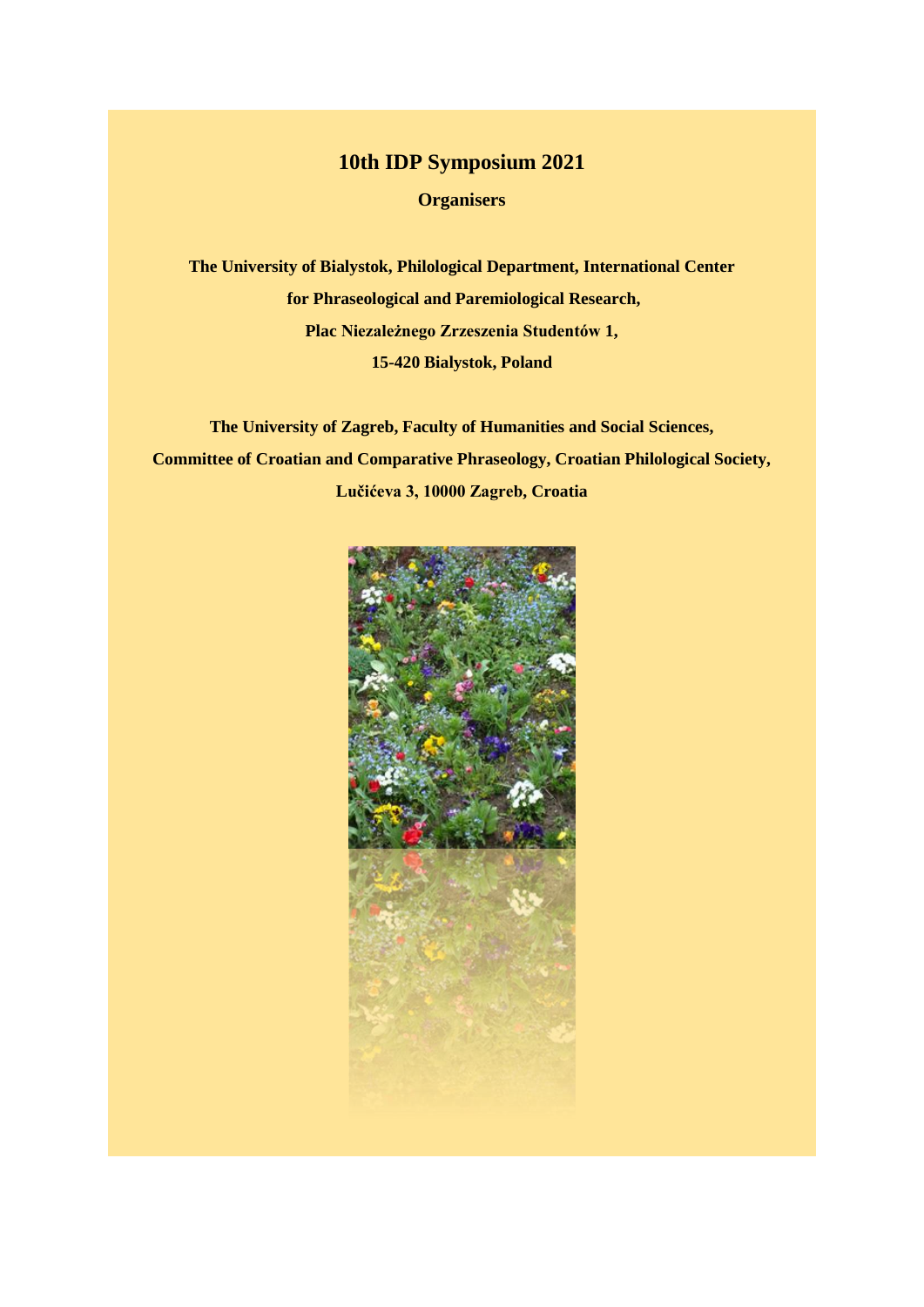# 10th IDP Symposium 2021

## Organisers

**The University of Bialystok, Philological Department, International Center for Phraseological and Paremiological Research,**
**Plac Niezależnego Zrzeszenia Studentów 1,**
**15-420 Bialystok, Poland**

**The University of Zagreb, Faculty of Humanities and Social Sciences,**
**Committee of Croatian and Comparative Phraseology, Croatian Philological Society,**
**Lučićeva 3, 10000 Zagreb, Croatia**